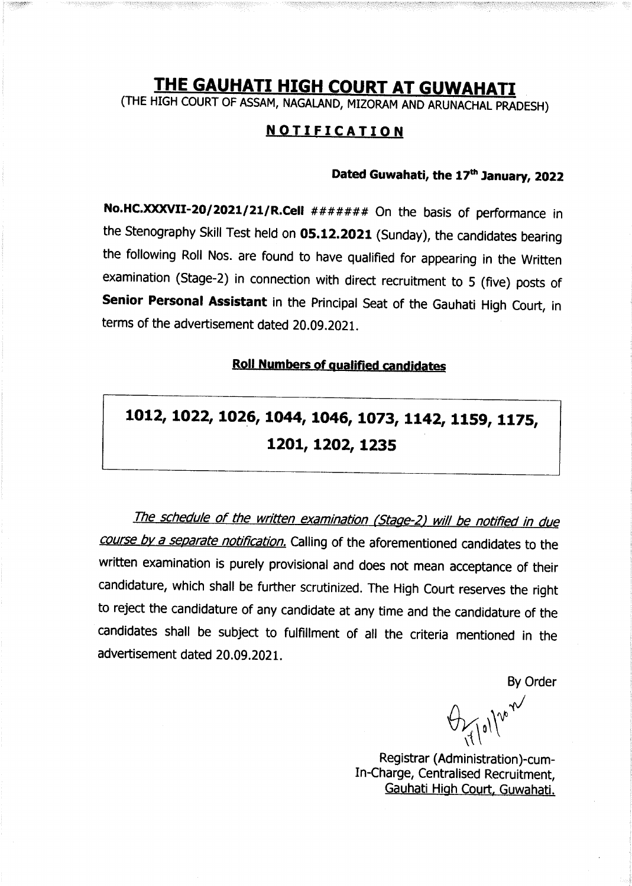# THE GAUHATI HIGH COURT AT GUWAHATI

(THE HIGH COURT OF ASSAM, NAGALAND, MIZORAM AND ARUNACHAL PRADESH)

## NOTIFICATION

**Dated Guwahati, the 17th January, 2022**

**No.HC.XXXVII-20/2021/21/R.Cell** ####### On the basis of performance in the Stenography Skill Test held on **05.12.2021** (Sunday), the candidates bearing the following Roll Nos. are found to have qualified for appearing in the Written examination (Stage-2) in connection with direct recruitment to 5 (five) posts of **Senior Personal Assistant** in the Principal Seat of the Gauhati High Court, in terms of the advertisement dated 20.09.2021.

**Roll Numbers of qualified candidates**

**1012, 1022, 1026, 1044, 1046, 1073, 1142, 1159, 1175, 1201, 1202, 1235**

*The schedule of the written examination (Stage-2) will be notified in due course by a separate notification.* Calling of the aforementioned candidates to the written examination is purely provisional and does not mean acceptance of their candidature, which shall be further scrutinized. The High Court reserves the right to reject the candidature of any candidate at any time and the candidature of the candidates shall be subject to fulfillment of all the criteria mentioned in the advertisement dated 20.09.2021.

By Order

Registrar (Administration)-cum-
In-Charge, Centralised Recruitment,
Gauhati High Court, Guwahati.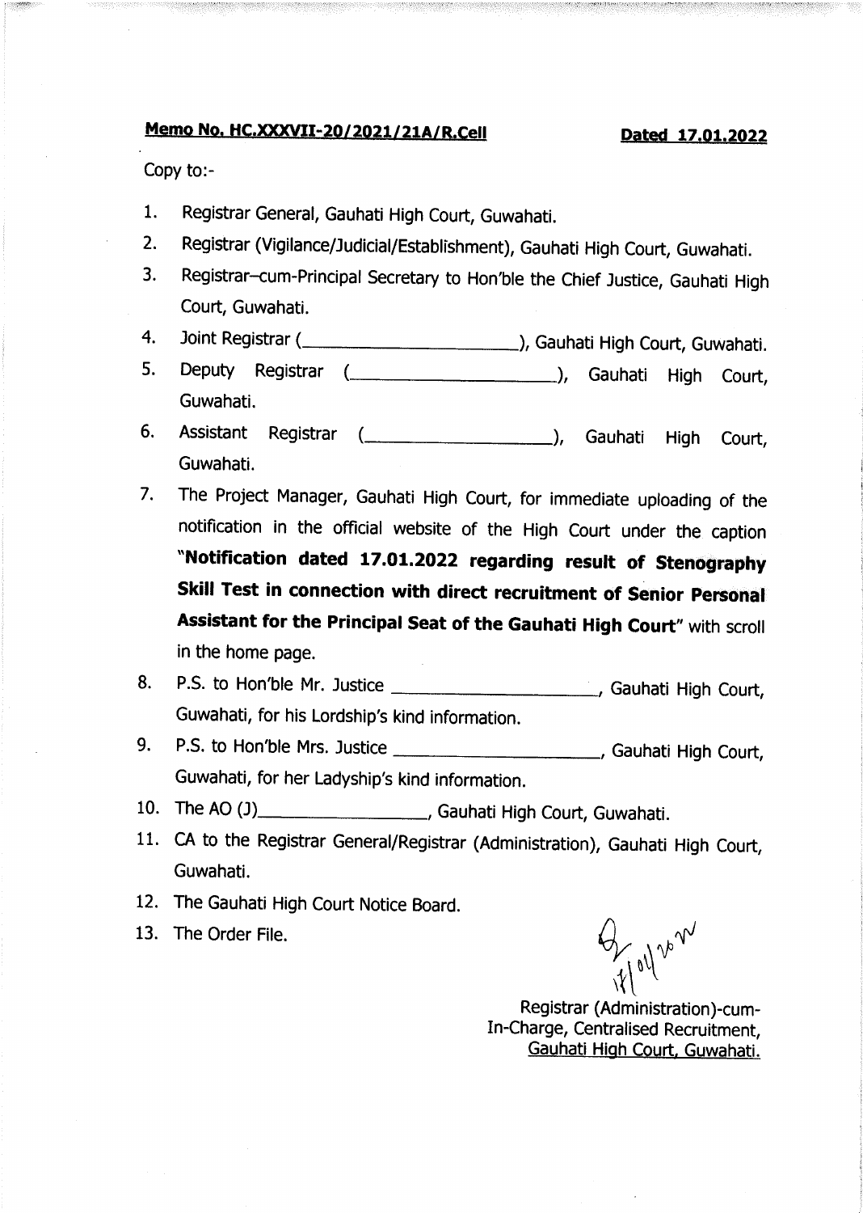**Memo No. HC.XXXVII-20/2021/21A/R.Cell** **Dated 17.01.2022**

Copy to:-

1. Registrar General, Gauhati High Court, Guwahati.
2. Registrar (Vigilance/Judicial/Establishment), Gauhati High Court, Guwahati.
3. Registrar–cum-Principal Secretary to Hon'ble the Chief Justice, Gauhati High Court, Guwahati.
4. Joint Registrar (\_\_\_\_\_\_\_\_\_\_\_\_\_\_\_\_\_\_\_\_\_\_), Gauhati High Court, Guwahati.
5. Deputy Registrar (\_\_\_\_\_\_\_\_\_\_\_\_\_\_\_\_\_\_\_\_\_\_), Gauhati High Court, Guwahati.
6. Assistant Registrar (\_\_\_\_\_\_\_\_\_\_\_\_\_\_\_\_\_\_\_\_), Gauhati High Court, Guwahati.
7. The Project Manager, Gauhati High Court, for immediate uploading of the notification in the official website of the High Court under the caption **"Notification dated 17.01.2022 regarding result of Stenography Skill Test in connection with direct recruitment of Senior Personal Assistant for the Principal Seat of the Gauhati High Court"** with scroll in the home page.
8. P.S. to Hon'ble Mr. Justice \_\_\_\_\_\_\_\_\_\_\_\_\_\_\_\_\_\_\_\_\_\_, Gauhati High Court, Guwahati, for his Lordship's kind information.
9. P.S. to Hon'ble Mrs. Justice \_\_\_\_\_\_\_\_\_\_\_\_\_\_\_\_\_\_\_\_\_\_, Gauhati High Court, Guwahati, for her Ladyship's kind information.
10. The AO (J)\_\_\_\_\_\_\_\_\_\_\_\_\_\_\_\_\_\_, Gauhati High Court, Guwahati.
11. CA to the Registrar General/Registrar (Administration), Gauhati High Court, Guwahati.
12. The Gauhati High Court Notice Board.
13. The Order File.

17/01/2022

Registrar (Administration)-cum-
In-Charge, Centralised Recruitment,
Gauhati High Court, Guwahati.